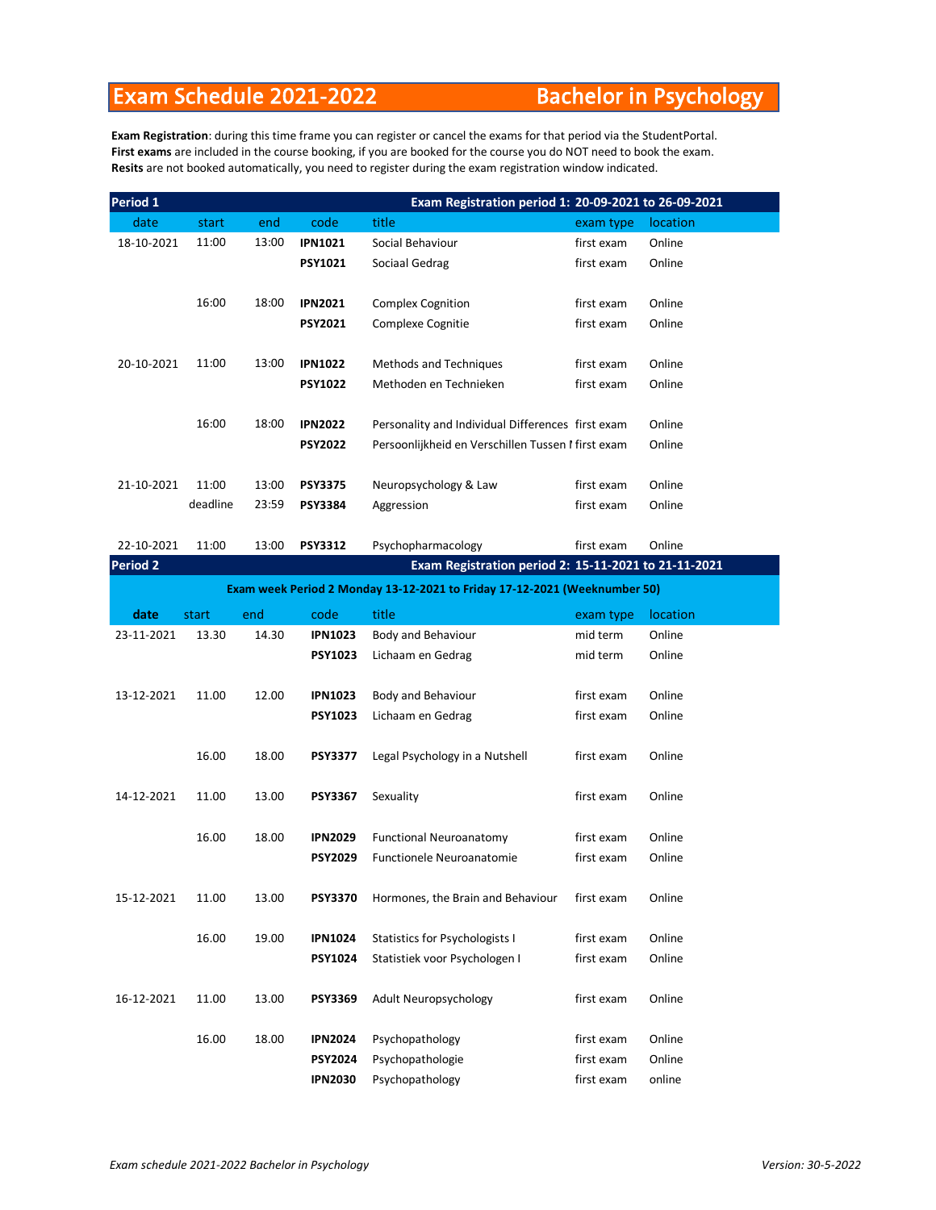# Exam Schedule 2021-2022 — Bachelor in Psychology

**Exam Registration**: during this time frame you can register or cancel the exams for that period via the StudentPortal.
**First exams** are included in the course booking, if you are booked for the course you do NOT need to book the exam.
**Resits** are not booked automatically, you need to register during the exam registration window indicated.

## Period 1

**Exam Registration period 1: 20-09-2021 to 26-09-2021**

| date | start | end | code | title | exam type | location |
|---|---|---|---|---|---|---|
| 18-10-2021 | 11:00 | 13:00 | **IPN1021** | Social Behaviour | first exam | Online |
| | | | **PSY1021** | Sociaal Gedrag | first exam | Online |
| | 16:00 | 18:00 | **IPN2021** | Complex Cognition | first exam | Online |
| | | | **PSY2021** | Complexe Cognitie | first exam | Online |
| 20-10-2021 | 11:00 | 13:00 | **IPN1022** | Methods and Techniques | first exam | Online |
| | | | **PSY1022** | Methoden en Technieken | first exam | Online |
| | 16:00 | 18:00 | **IPN2022** | Personality and Individual Differences | first exam | Online |
| | | | **PSY2022** | Persoonlijkheid en Verschillen Tussen I | first exam | Online |
| 21-10-2021 | 11:00 | 13:00 | **PSY3375** | Neuropsychology & Law | first exam | Online |
| | deadline | 23:59 | **PSY3384** | Aggression | first exam | Online |
| 22-10-2021 | 11:00 | 13:00 | **PSY3312** | Psychopharmacology | first exam | Online |

## Period 2

**Exam Registration period 2: 15-11-2021 to 21-11-2021**

**Exam week Period 2 Monday 13-12-2021 to Friday 17-12-2021 (Weeknumber 50)**

| date | start | end | code | title | exam type | location |
|---|---|---|---|---|---|---|
| 23-11-2021 | 13.30 | 14.30 | **IPN1023** | Body and Behaviour | mid term | Online |
| | | | **PSY1023** | Lichaam en Gedrag | mid term | Online |
| 13-12-2021 | 11.00 | 12.00 | **IPN1023** | Body and Behaviour | first exam | Online |
| | | | **PSY1023** | Lichaam en Gedrag | first exam | Online |
| | 16.00 | 18.00 | **PSY3377** | Legal Psychology in a Nutshell | first exam | Online |
| 14-12-2021 | 11.00 | 13.00 | **PSY3367** | Sexuality | first exam | Online |
| | 16.00 | 18.00 | **IPN2029** | Functional Neuroanatomy | first exam | Online |
| | | | **PSY2029** | Functionele Neuroanatomie | first exam | Online |
| 15-12-2021 | 11.00 | 13.00 | **PSY3370** | Hormones, the Brain and Behaviour | first exam | Online |
| | 16.00 | 19.00 | **IPN1024** | Statistics for Psychologists I | first exam | Online |
| | | | **PSY1024** | Statistiek voor Psychologen I | first exam | Online |
| 16-12-2021 | 11.00 | 13.00 | **PSY3369** | Adult Neuropsychology | first exam | Online |
| | 16.00 | 18.00 | **IPN2024** | Psychopathology | first exam | Online |
| | | | **PSY2024** | Psychopathologie | first exam | Online |
| | | | **IPN2030** | Psychopathology | first exam | online |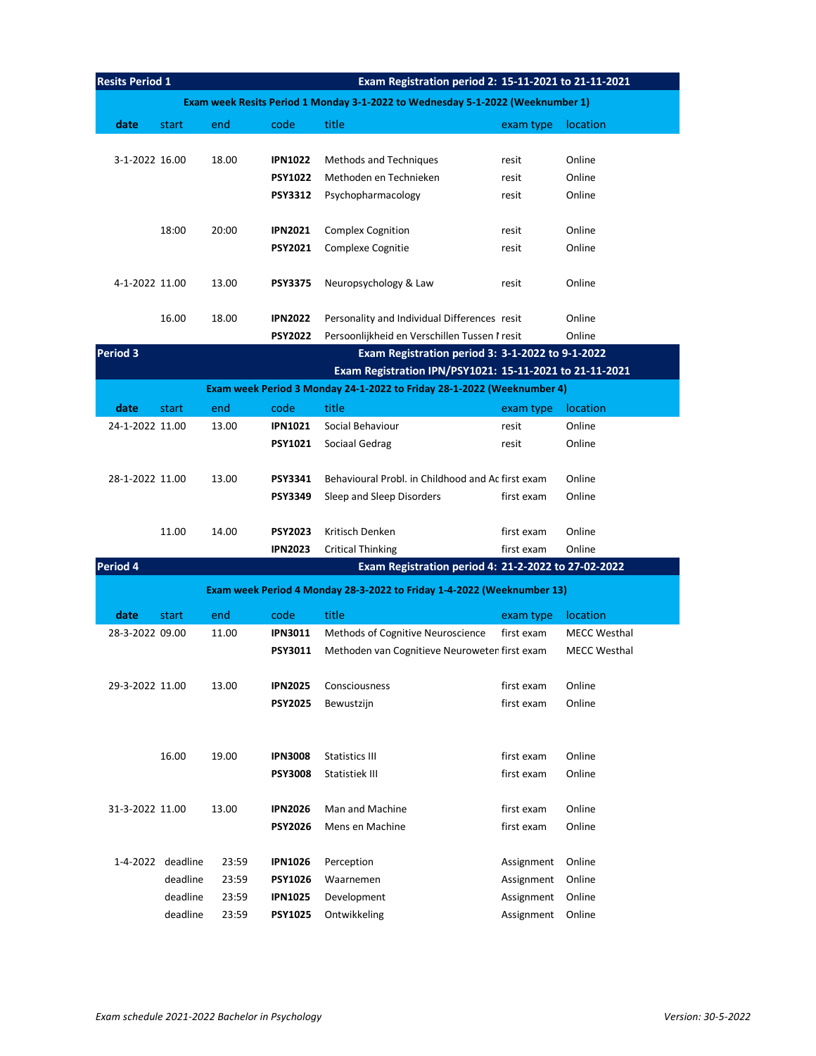| Resits Period 1 | | | | Exam Registration period 2: 15-11-2021 to 21-11-2021 | | |
|---|---|---|---|---|---|---|
| | | | | Exam week Resits Period 1 Monday 3-1-2022 to Wednesday 5-1-2022 (Weeknumber 1) | | |
| **date** | start | end | code | title | exam type | location |
| 3-1-2022 | 16.00 | 18.00 | **IPN1022** | Methods and Techniques | resit | Online |
| | | | **PSY1022** | Methoden en Technieken | resit | Online |
| | | | **PSY3312** | Psychopharmacology | resit | Online |
| | 18:00 | 20:00 | **IPN2021** | Complex Cognition | resit | Online |
| | | | **PSY2021** | Complexe Cognitie | resit | Online |
| 4-1-2022 | 11.00 | 13.00 | **PSY3375** | Neuropsychology & Law | resit | Online |
| | 16.00 | 18.00 | **IPN2022** | Personality and Individual Differences | resit | Online |
| | | | **PSY2022** | Persoonlijkheid en Verschillen Tussen I | resit | Online |

| Period 3 | | | | Exam Registration period 3: 3-1-2022 to 9-1-2022 | | |
|---|---|---|---|---|---|---|
| | | | | Exam Registration IPN/PSY1021: 15-11-2021 to 21-11-2021 | | |
| | | | | Exam week Period 3 Monday 24-1-2022 to Friday 28-1-2022 (Weeknumber 4) | | |
| **date** | start | end | code | title | exam type | location |
| 24-1-2022 | 11.00 | 13.00 | **IPN1021** | Social Behaviour | resit | Online |
| | | | **PSY1021** | Sociaal Gedrag | resit | Online |
| 28-1-2022 | 11.00 | 13.00 | **PSY3341** | Behavioural Probl. in Childhood and Ac | first exam | Online |
| | | | **PSY3349** | Sleep and Sleep Disorders | first exam | Online |
| | 11.00 | 14.00 | **PSY2023** | Kritisch Denken | first exam | Online |
| | | | **IPN2023** | Critical Thinking | first exam | Online |

| Period 4 | | | | Exam Registration period 4: 21-2-2022 to 27-02-2022 | | |
|---|---|---|---|---|---|---|
| | | | | Exam week Period 4 Monday 28-3-2022 to Friday 1-4-2022 (Weeknumber 13) | | |
| **date** | start | end | code | title | exam type | location |
| 28-3-2022 | 09.00 | 11.00 | **IPN3011** | Methods of Cognitive Neuroscience | first exam | MECC Westhal |
| | | | **PSY3011** | Methoden van Cognitieve Neuroweten | first exam | MECC Westhal |
| 29-3-2022 | 11.00 | 13.00 | **IPN2025** | Consciousness | first exam | Online |
| | | | **PSY2025** | Bewustzijn | first exam | Online |
| | 16.00 | 19.00 | **IPN3008** | Statistics III | first exam | Online |
| | | | **PSY3008** | Statistiek III | first exam | Online |
| 31-3-2022 | 11.00 | 13.00 | **IPN2026** | Man and Machine | first exam | Online |
| | | | **PSY2026** | Mens en Machine | first exam | Online |
| 1-4-2022 | deadline | 23:59 | **IPN1026** | Perception | Assignment | Online |
| | deadline | 23:59 | **PSY1026** | Waarnemen | Assignment | Online |
| | deadline | 23:59 | **IPN1025** | Development | Assignment | Online |
| | deadline | 23:59 | **PSY1025** | Ontwikkeling | Assignment | Online |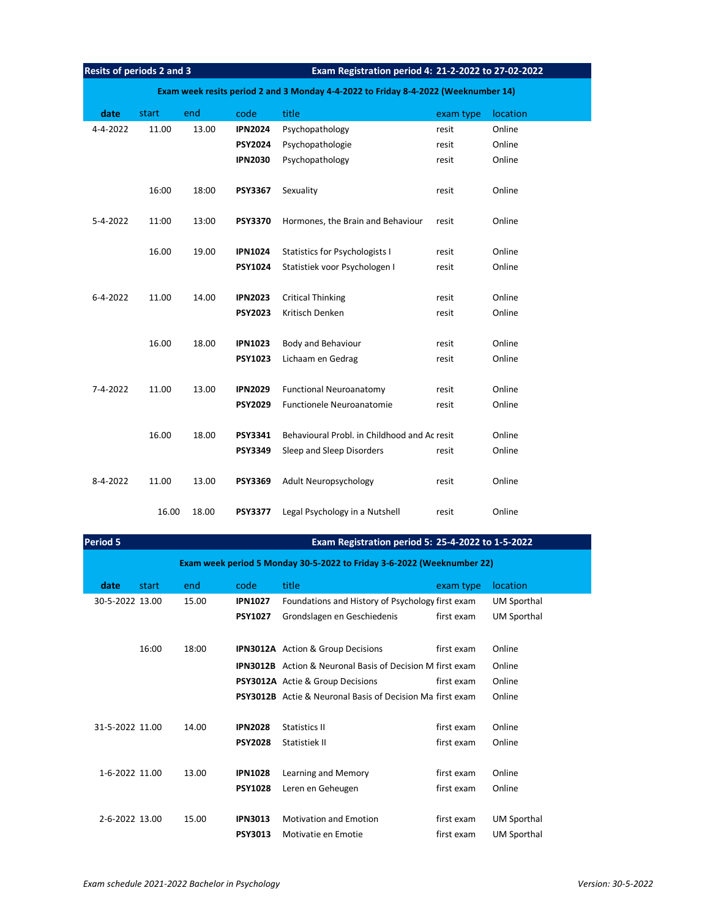## Resits of periods 2 and 3 — Exam Registration period 4: 21-2-2022 to 27-02-2022

**Exam week resits period 2 and 3 Monday 4-4-2022 to Friday 8-4-2022 (Weeknumber 14)**

| date | start | end | code | title | exam type | location |
|---|---|---|---|---|---|---|
| 4-4-2022 | 11.00 | 13.00 | **IPN2024** | Psychopathology | resit | Online |
| | | | **PSY2024** | Psychopathologie | resit | Online |
| | | | **IPN2030** | Psychopathology | resit | Online |
| | 16:00 | 18:00 | **PSY3367** | Sexuality | resit | Online |
| 5-4-2022 | 11:00 | 13:00 | **PSY3370** | Hormones, the Brain and Behaviour | resit | Online |
| | 16.00 | 19.00 | **IPN1024** | Statistics for Psychologists I | resit | Online |
| | | | **PSY1024** | Statistiek voor Psychologen I | resit | Online |
| 6-4-2022 | 11.00 | 14.00 | **IPN2023** | Critical Thinking | resit | Online |
| | | | **PSY2023** | Kritisch Denken | resit | Online |
| | 16.00 | 18.00 | **IPN1023** | Body and Behaviour | resit | Online |
| | | | **PSY1023** | Lichaam en Gedrag | resit | Online |
| 7-4-2022 | 11.00 | 13.00 | **IPN2029** | Functional Neuroanatomy | resit | Online |
| | | | **PSY2029** | Functionele Neuroanatomie | resit | Online |
| | 16.00 | 18.00 | **PSY3341** | Behavioural Probl. in Childhood and Ac | resit | Online |
| | | | **PSY3349** | Sleep and Sleep Disorders | resit | Online |
| 8-4-2022 | 11.00 | 13.00 | **PSY3369** | Adult Neuropsychology | resit | Online |
| | 16.00 | 18.00 | **PSY3377** | Legal Psychology in a Nutshell | resit | Online |

## Period 5 — Exam Registration period 5: 25-4-2022 to 1-5-2022

**Exam week period 5 Monday 30-5-2022 to Friday 3-6-2022 (Weeknumber 22)**

| date | start | end | code | title | exam type | location |
|---|---|---|---|---|---|---|
| 30-5-2022 | 13.00 | 15.00 | **IPN1027** | Foundations and History of Psychology | first exam | UM Sporthal |
| | | | **PSY1027** | Grondslagen en Geschiedenis | first exam | UM Sporthal |
| | 16:00 | 18:00 | **IPN3012A** | Action & Group Decisions | first exam | Online |
| | | | **IPN3012B** | Action & Neuronal Basis of Decision M | first exam | Online |
| | | | **PSY3012A** | Actie & Group Decisions | first exam | Online |
| | | | **PSY3012B** | Actie & Neuronal Basis of Decision Ma | first exam | Online |
| 31-5-2022 | 11.00 | 14.00 | **IPN2028** | Statistics II | first exam | Online |
| | | | **PSY2028** | Statistiek II | first exam | Online |
| 1-6-2022 | 11.00 | 13.00 | **IPN1028** | Learning and Memory | first exam | Online |
| | | | **PSY1028** | Leren en Geheugen | first exam | Online |
| 2-6-2022 | 13.00 | 15.00 | **IPN3013** | Motivation and Emotion | first exam | UM Sporthal |
| | | | **PSY3013** | Motivatie en Emotie | first exam | UM Sporthal |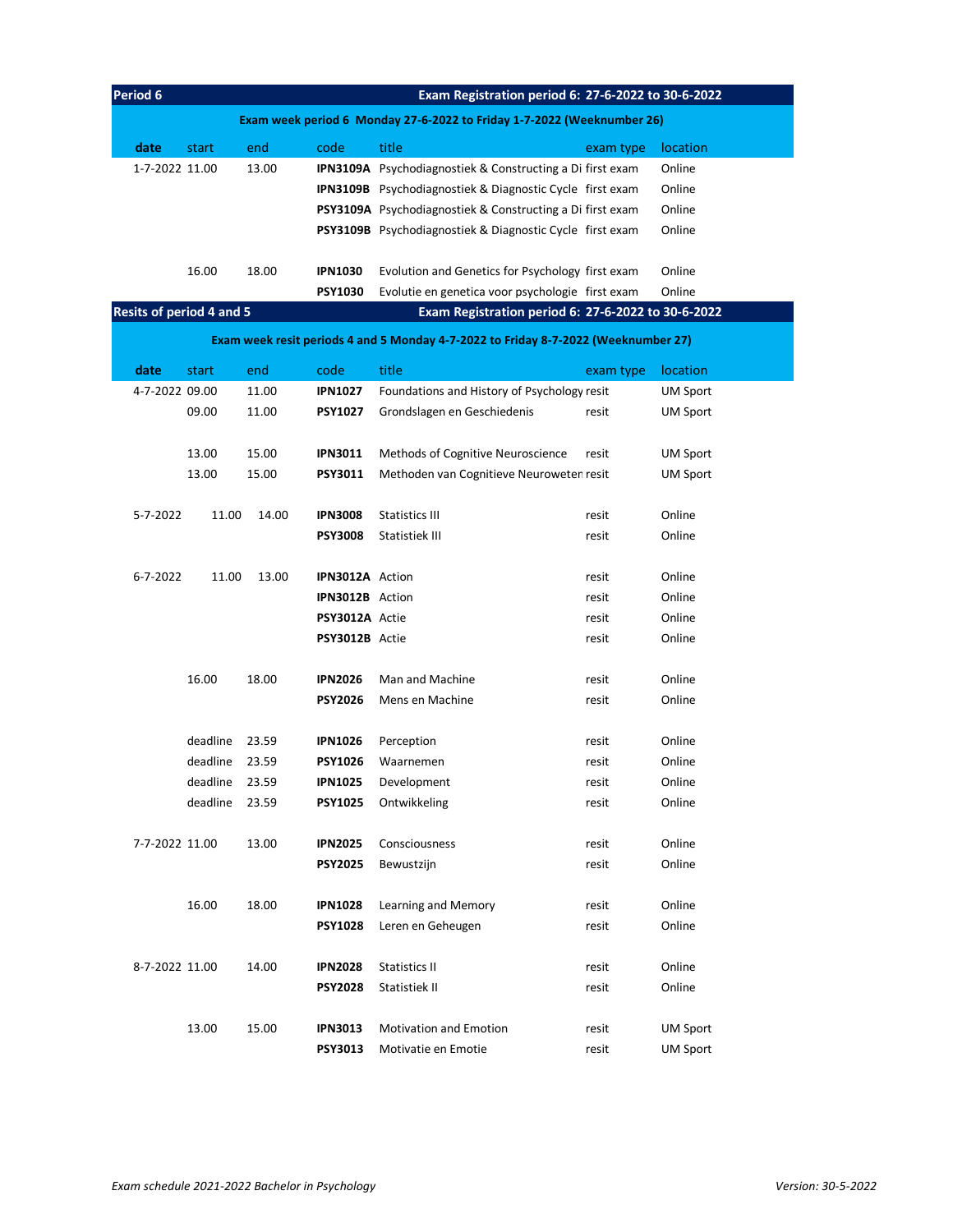## Period 6 — Exam Registration period 6: 27-6-2022 to 30-6-2022

**Exam week period 6 Monday 27-6-2022 to Friday 1-7-2022 (Weeknumber 26)**

| date | start | end | code | title | exam type | location |
|---|---|---|---|---|---|---|
| 1-7-2022 | 11.00 | 13.00 | **IPN3109A** | Psychodiagnostiek & Constructing a Di | first exam | Online |
| | | | **IPN3109B** | Psychodiagnostiek & Diagnostic Cycle | first exam | Online |
| | | | **PSY3109A** | Psychodiagnostiek & Constructing a Di | first exam | Online |
| | | | **PSY3109B** | Psychodiagnostiek & Diagnostic Cycle | first exam | Online |
| | | | | | | |
| | 16.00 | 18.00 | **IPN1030** | Evolution and Genetics for Psychology | first exam | Online |
| | | | **PSY1030** | Evolutie en genetica voor psychologie | first exam | Online |

## Resits of period 4 and 5 — Exam Registration period 6: 27-6-2022 to 30-6-2022

**Exam week resit periods 4 and 5 Monday 4-7-2022 to Friday 8-7-2022 (Weeknumber 27)**

| date | start | end | code | title | exam type | location |
|---|---|---|---|---|---|---|
| 4-7-2022 | 09.00 | 11.00 | **IPN1027** | Foundations and History of Psychology | resit | UM Sport |
| | 09.00 | 11.00 | **PSY1027** | Grondslagen en Geschiedenis | resit | UM Sport |
| | | | | | | |
| | 13.00 | 15.00 | **IPN3011** | Methods of Cognitive Neuroscience | resit | UM Sport |
| | 13.00 | 15.00 | **PSY3011** | Methoden van Cognitieve Neuroweten | resit | UM Sport |
| | | | | | | |
| 5-7-2022 | 11.00 | 14.00 | **IPN3008** | Statistics III | resit | Online |
| | | | **PSY3008** | Statistiek III | resit | Online |
| | | | | | | |
| 6-7-2022 | 11.00 | 13.00 | **IPN3012A** | Action | resit | Online |
| | | | **IPN3012B** | Action | resit | Online |
| | | | **PSY3012A** | Actie | resit | Online |
| | | | **PSY3012B** | Actie | resit | Online |
| | | | | | | |
| | 16.00 | 18.00 | **IPN2026** | Man and Machine | resit | Online |
| | | | **PSY2026** | Mens en Machine | resit | Online |
| | | | | | | |
| | deadline | 23.59 | **IPN1026** | Perception | resit | Online |
| | deadline | 23.59 | **PSY1026** | Waarnemen | resit | Online |
| | deadline | 23.59 | **IPN1025** | Development | resit | Online |
| | deadline | 23.59 | **PSY1025** | Ontwikkeling | resit | Online |
| | | | | | | |
| 7-7-2022 | 11.00 | 13.00 | **IPN2025** | Consciousness | resit | Online |
| | | | **PSY2025** | Bewustzijn | resit | Online |
| | | | | | | |
| | 16.00 | 18.00 | **IPN1028** | Learning and Memory | resit | Online |
| | | | **PSY1028** | Leren en Geheugen | resit | Online |
| | | | | | | |
| 8-7-2022 | 11.00 | 14.00 | **IPN2028** | Statistics II | resit | Online |
| | | | **PSY2028** | Statistiek II | resit | Online |
| | | | | | | |
| | 13.00 | 15.00 | **IPN3013** | Motivation and Emotion | resit | UM Sport |
| | | | **PSY3013** | Motivatie en Emotie | resit | UM Sport |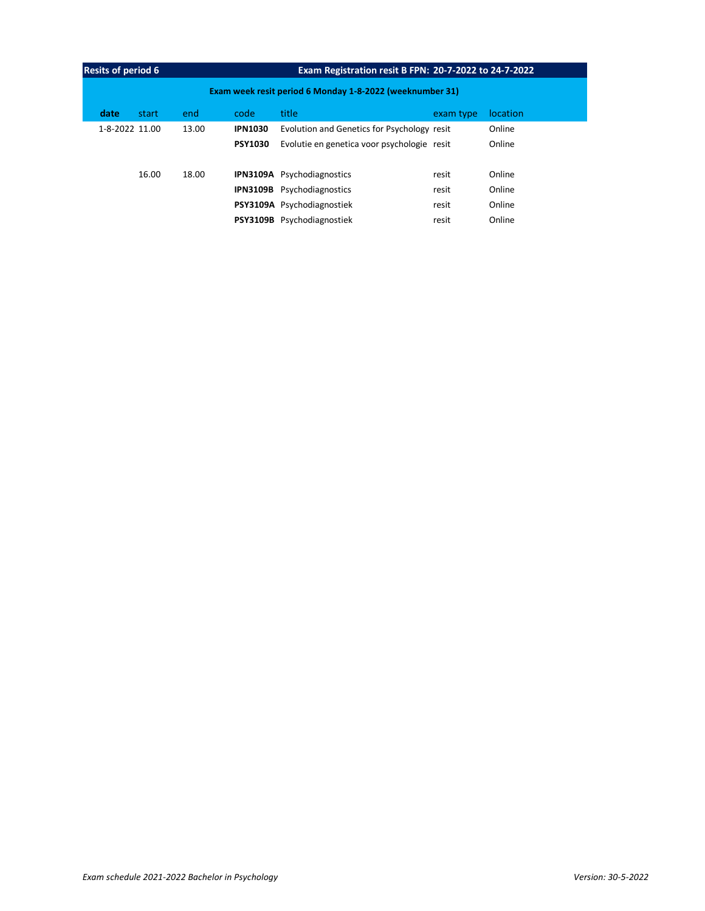| Resits of period 6 | | | | Exam Registration resit B FPN: 20-7-2022 to 24-7-2022 | | |
|---|---|---|---|---|---|---|
| | | | | **Exam week resit period 6 Monday 1-8-2022 (weeknumber 31)** | | |
| **date** | start | end | code | title | exam type | location |
| 1-8-2022 | 11.00 | 13.00 | **IPN1030** | Evolution and Genetics for Psychology | resit | Online |
| | | | **PSY1030** | Evolutie en genetica voor psychologie | resit | Online |
| | | | | | | |
| | 16.00 | 18.00 | **IPN3109A** | Psychodiagnostics | resit | Online |
| | | | **IPN3109B** | Psychodiagnostics | resit | Online |
| | | | **PSY3109A** | Psychodiagnostiek | resit | Online |
| | | | **PSY3109B** | Psychodiagnostiek | resit | Online |

*Exam schedule 2021-2022 Bachelor in Psychology* *Version: 30-5-2022*